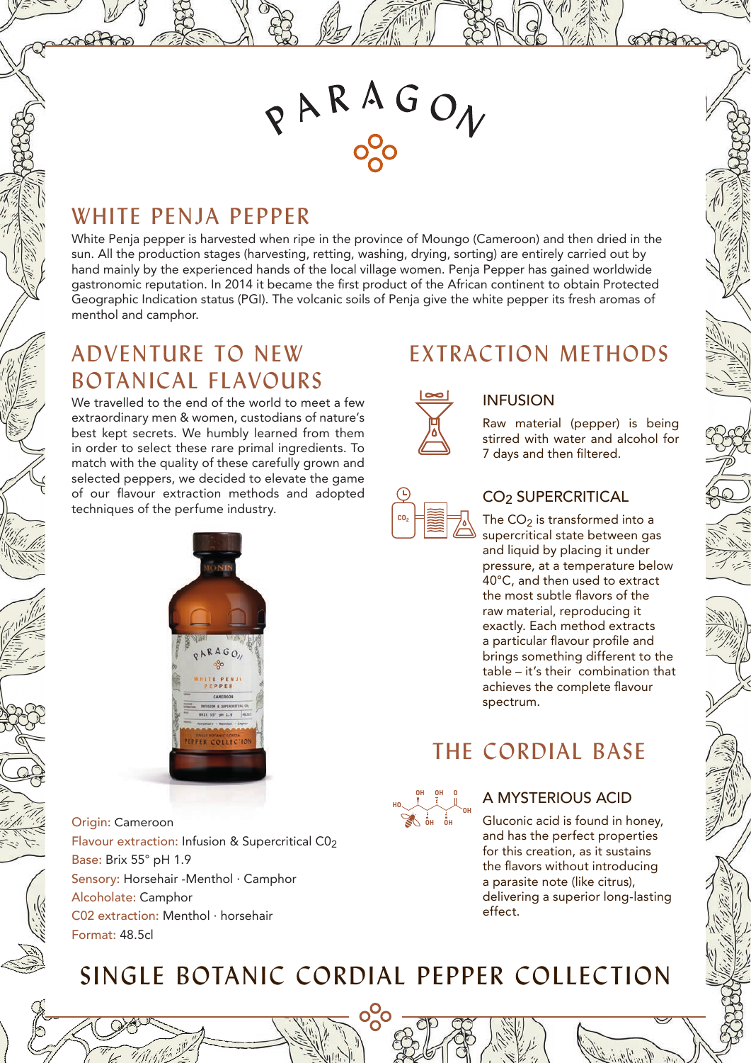# PARAGON

## WHITE PENJA PEPPER

White Penja pepper is harvested when ripe in the province of Moungo (Cameroon) and then dried in the sun. All the production stages (harvesting, retting, washing, drying, sorting) are entirely carried out by hand mainly by the experienced hands of the local village women. Penja Pepper has gained worldwide gastronomic reputation. In 2014 it became the first product of the African continent to obtain Protected Geographic Indication status (PGI). The volcanic soils of Penja give the white pepper its fresh aromas of menthol and camphor.

## ADVENTURE TO NEW BOTANICAL FLAVOURS

We travelled to the end of the world to meet a few extraordinary men & women, custodians of nature's best kept secrets. We humbly learned from them in order to select these rare primal ingredients. To match with the quality of these carefully grown and selected peppers, we decided to elevate the game of our flavour extraction methods and adopted techniques of the perfume industry.

Origin: Cameroon
Flavour extraction: Infusion & Supercritical $CO_2$
Base: Brix 55° pH 1.9
Sensory: Horsehair -Menthol · Camphor
Alcoholate: Camphor
C02 extraction: Menthol · horsehair
Format: 48.5cl

## EXTRACTION METHODS

### INFUSION

Raw material (pepper) is being stirred with water and alcohol for 7 days and then filtered.

### $CO_2$ SUPERCRITICAL

The $CO_2$ is transformed into a supercritical state between gas and liquid by placing it under pressure, at a temperature below 40°C, and then used to extract the most subtle flavors of the raw material, reproducing it exactly. Each method extracts a particular flavour profile and brings something different to the table – it's their combination that achieves the complete flavour spectrum.

## THE CORDIAL BASE

### A MYSTERIOUS ACID

Gluconic acid is found in honey, and has the perfect properties for this creation, as it sustains the flavors without introducing a parasite note (like citrus), delivering a superior long-lasting effect.

## SINGLE BOTANIC CORDIAL PEPPER COLLECTION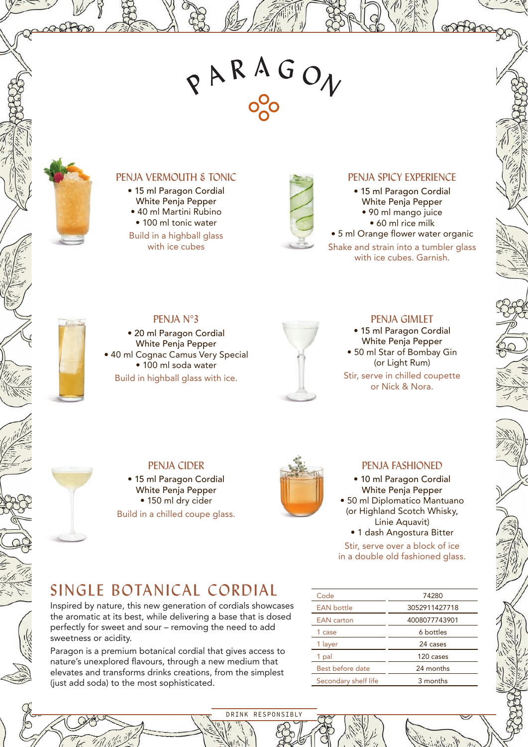# PARAGON

## PENJA VERMOUTH & TONIC

- 15 ml Paragon Cordial White Penja Pepper
- 40 ml Martini Rubino
- 100 ml tonic water

Build in a highball glass with ice cubes

## PENJA SPICY EXPERIENCE

- 15 ml Paragon Cordial White Penja Pepper
- 90 ml mango juice
- 60 ml rice milk
- 5 ml Orange flower water organic

Shake and strain into a tumbler glass with ice cubes. Garnish.

## PENJA N°3

- 20 ml Paragon Cordial White Penja Pepper
- 40 ml Cognac Camus Very Special
- 100 ml soda water

Build in highball glass with ice.

## PENJA GIMLET

- 15 ml Paragon Cordial White Penja Pepper
- 50 ml Star of Bombay Gin (or Light Rum)

Stir, serve in chilled coupette or Nick & Nora.

## PENJA CIDER

- 15 ml Paragon Cordial White Penja Pepper
- 150 ml dry cider

Build in a chilled coupe glass.

## PENJA FASHIONED

- 10 ml Paragon Cordial White Penja Pepper
- 50 ml Diplomatico Mantuano (or Highland Scotch Whisky, Linie Aquavit)
- 1 dash Angostura Bitter

Stir, serve over a block of ice in a double old fashioned glass.

## SINGLE BOTANICAL CORDIAL

Inspired by nature, this new generation of cordials showcases the aromatic at its best, while delivering a base that is dosed perfectly for sweet and sour – removing the need to add sweetness or acidity.

Paragon is a premium botanical cordial that gives access to nature's unexplored flavours, through a new medium that elevates and transforms drinks creations, from the simplest (just add soda) to the most sophisticated.

| | |
|---|---|
| Code | 74280 |
| EAN bottle | 3052911427718 |
| EAN carton | 4008077743901 |
| 1 case | 6 bottles |
| 1 layer | 24 cases |
| 1 pal | 120 cases |
| Best before date | 24 months |
| Secondary shelf life | 3 months |

DRINK RESPONSIBLY